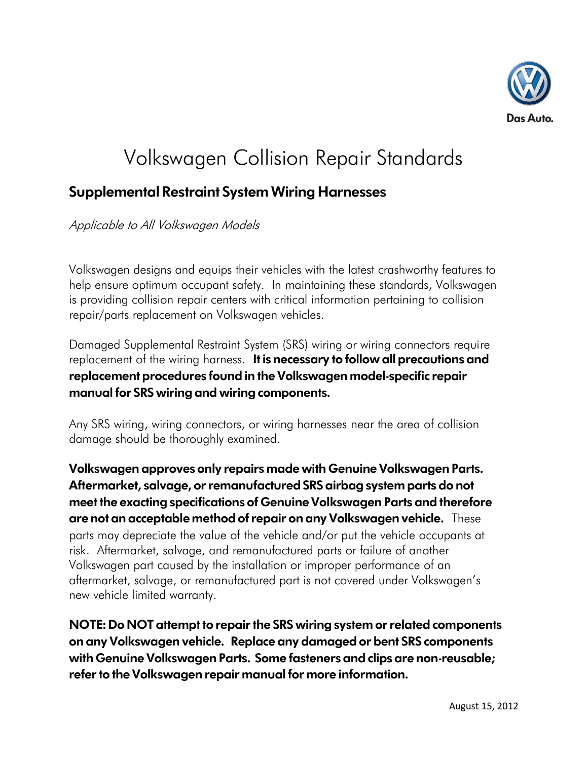Das Auto.

# Volkswagen Collision Repair Standards

## Supplemental Restraint System Wiring Harnesses

*Applicable to All Volkswagen Models*

Volkswagen designs and equips their vehicles with the latest crashworthy features to help ensure optimum occupant safety. In maintaining these standards, Volkswagen is providing collision repair centers with critical information pertaining to collision repair/parts replacement on Volkswagen vehicles.

Damaged Supplemental Restraint System (SRS) wiring or wiring connectors require replacement of the wiring harness. **It is necessary to follow all precautions and replacement procedures found in the Volkswagen model-specific repair manual for SRS wiring and wiring components.**

Any SRS wiring, wiring connectors, or wiring harnesses near the area of collision damage should be thoroughly examined.

**Volkswagen approves only repairs made with Genuine Volkswagen Parts. Aftermarket, salvage, or remanufactured SRS airbag system parts do not meet the exacting specifications of Genuine Volkswagen Parts and therefore are not an acceptable method of repair on any Volkswagen vehicle.** These parts may depreciate the value of the vehicle and/or put the vehicle occupants at risk. Aftermarket, salvage, and remanufactured parts or failure of another Volkswagen part caused by the installation or improper performance of an aftermarket, salvage, or remanufactured part is not covered under Volkswagen's new vehicle limited warranty.

**NOTE: Do NOT attempt to repair the SRS wiring system or related components on any Volkswagen vehicle. Replace any damaged or bent SRS components with Genuine Volkswagen Parts. Some fasteners and clips are non-reusable; refer to the Volkswagen repair manual for more information.**

August 15, 2012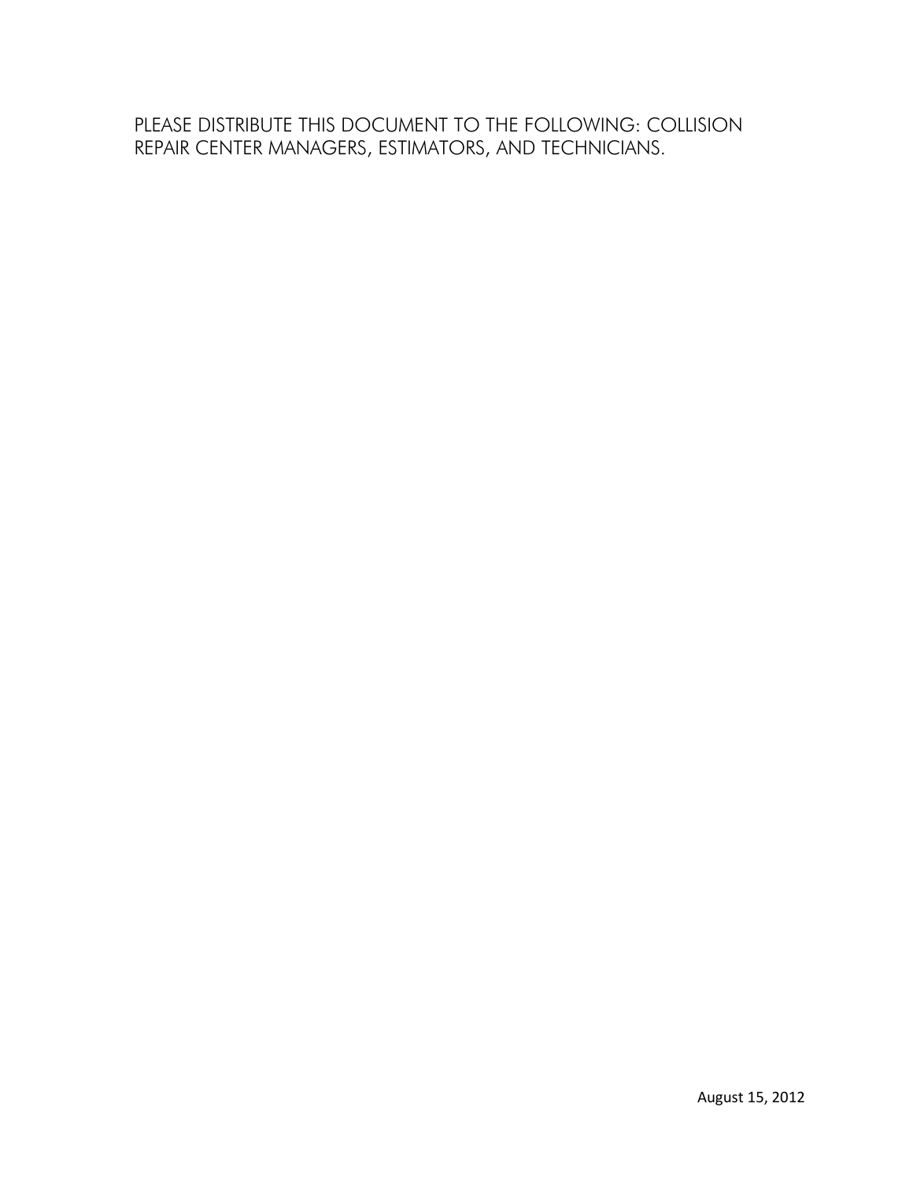PLEASE DISTRIBUTE THIS DOCUMENT TO THE FOLLOWING: COLLISION REPAIR CENTER MANAGERS, ESTIMATORS, AND TECHNICIANS.

August 15, 2012